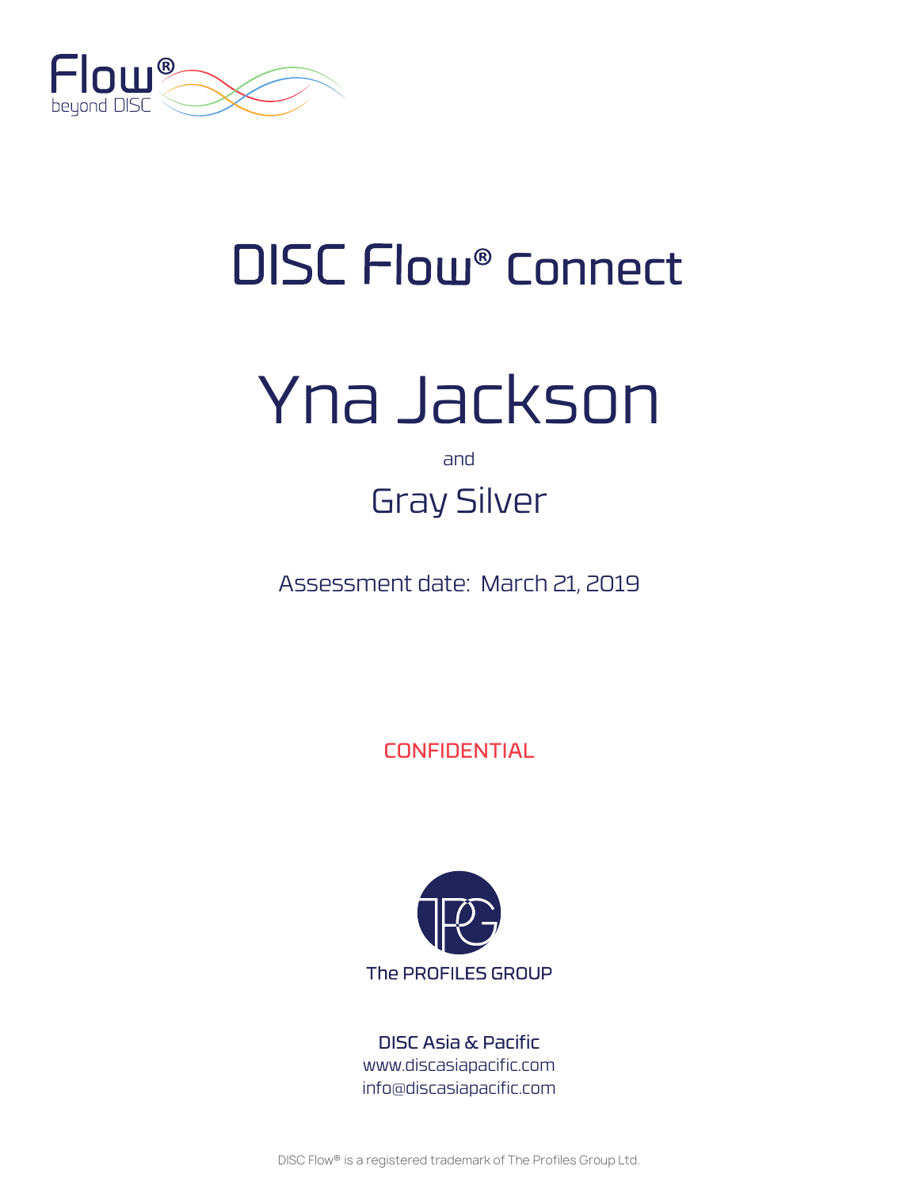Flow®
beyond DISC

# DISC Flow® Connect

# Yna Jackson

and

## Gray Silver

Assessment date: March 21, 2019

CONFIDENTIAL

The PROFILES GROUP

**DISC Asia & Pacific**
www.discasiapacific.com
info@discasiapacific.com

DISC Flow® is a registered trademark of The Profiles Group Ltd.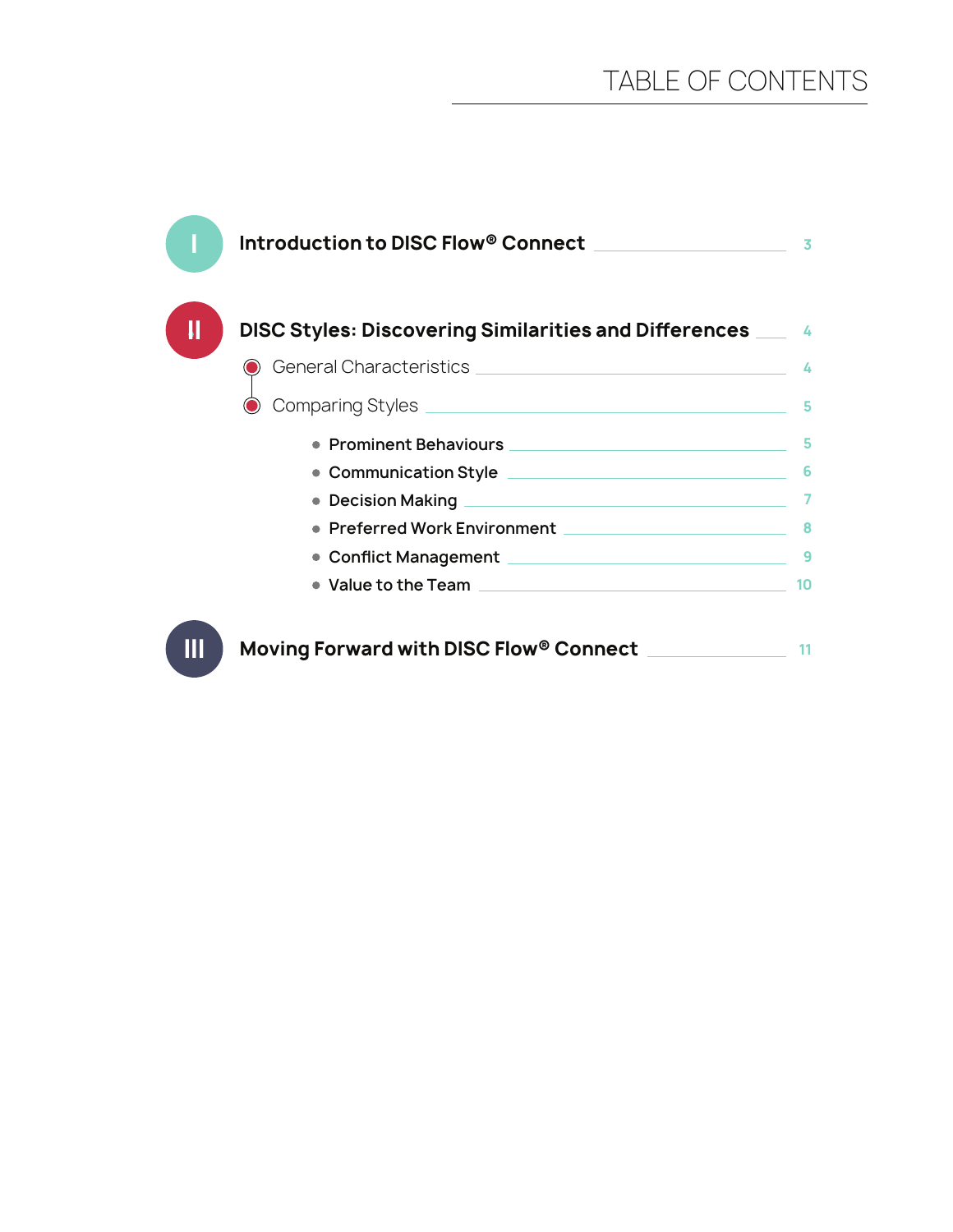# TABLE OF CONTENTS

**I** **Introduction to DISC Flow® Connect** — 3

**II** **DISC Styles: Discovering Similarities and Differences** — 4

- General Characteristics — 4
- Comparing Styles — 5
  - **Prominent Behaviours** — 5
  - **Communication Style** — 6
  - **Decision Making** — 7
  - **Preferred Work Environment** — 8
  - **Conflict Management** — 9
  - **Value to the Team** — 10

**III** **Moving Forward with DISC Flow® Connect** — 11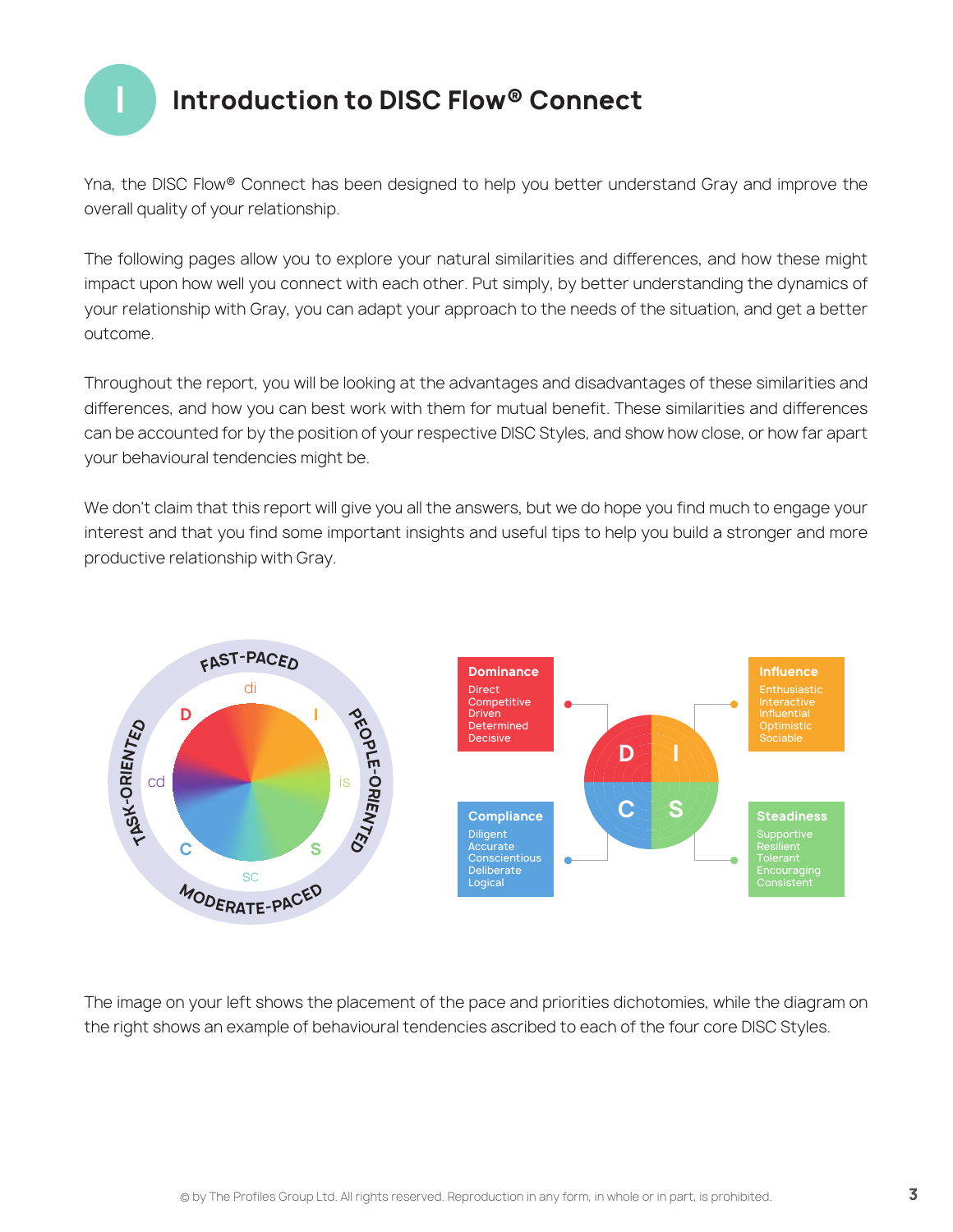# I Introduction to DISC Flow® Connect

Yna, the DISC Flow® Connect has been designed to help you better understand Gray and improve the overall quality of your relationship.

The following pages allow you to explore your natural similarities and differences, and how these might impact upon how well you connect with each other. Put simply, by better understanding the dynamics of your relationship with Gray, you can adapt your approach to the needs of the situation, and get a better outcome.

Throughout the report, you will be looking at the advantages and disadvantages of these similarities and differences, and how you can best work with them for mutual benefit. These similarities and differences can be accounted for by the position of your respective DISC Styles, and show how close, or how far apart your behavioural tendencies might be.

We don't claim that this report will give you all the answers, but we do hope you find much to engage your interest and that you find some important insights and useful tips to help you build a stronger and more productive relationship with Gray.

FAST-PACED · PEOPLE-ORIENTED · MODERATE-PACED · TASK-ORIENTED

di · I · is · S · sc · C · cd · D

**Dominance**
Direct
Competitive
Driven
Determined
Decisive

**Influence**
Enthusiastic
Interactive
Influential
Optimistic
Sociable

**Compliance**
Diligent
Accurate
Conscientious
Deliberate
Logical

**Steadiness**
Supportive
Resilient
Tolerant
Encouraging
Consistent

The image on your left shows the placement of the pace and priorities dichotomies, while the diagram on the right shows an example of behavioural tendencies ascribed to each of the four core DISC Styles.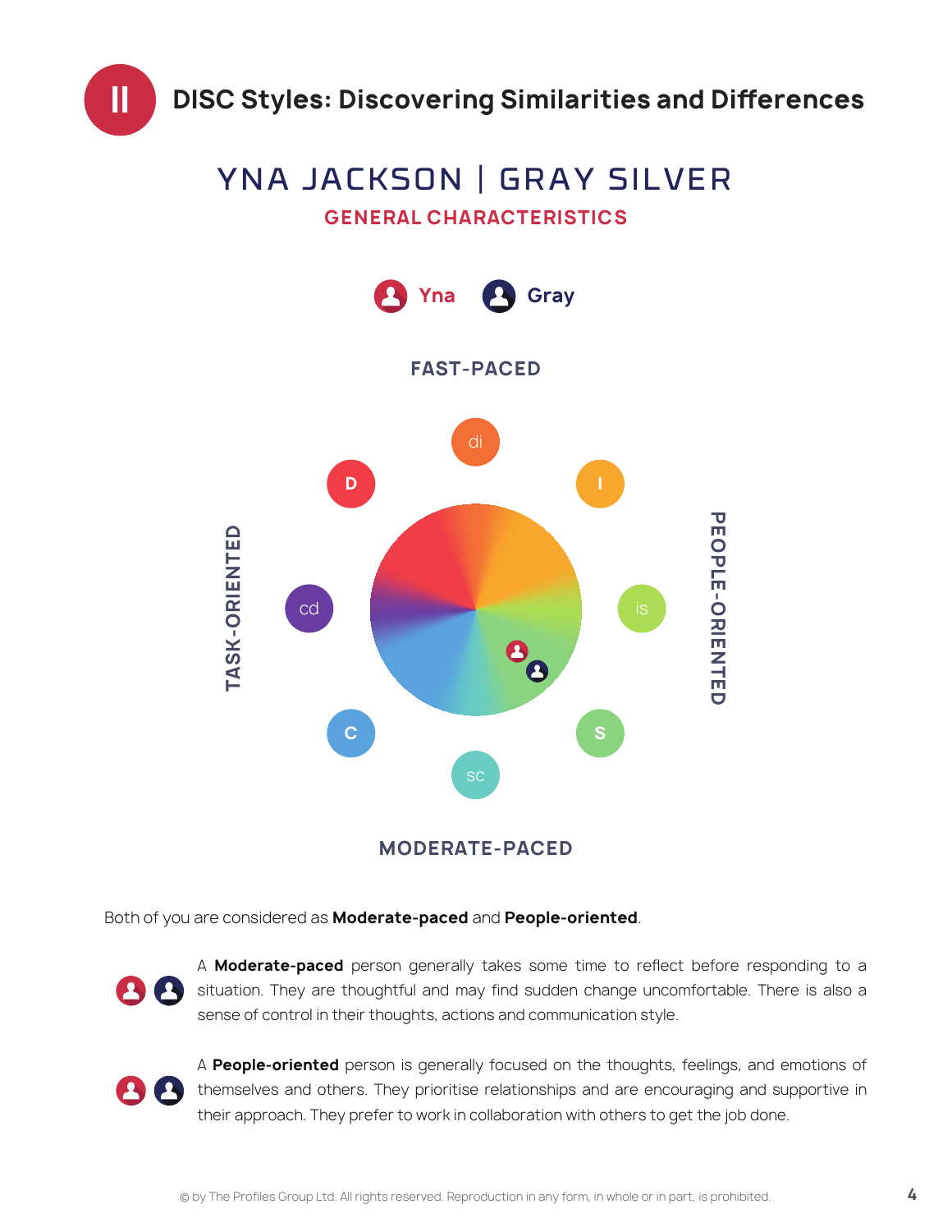# II DISC Styles: Discovering Similarities and Differences

## YNA JACKSON | GRAY SILVER

### GENERAL CHARACTERISTICS

Yna    Gray

FAST-PACED

TASK-ORIENTED

PEOPLE-ORIENTED

MODERATE-PACED

di, I, is, S, sc, C, cd, D

Both of you are considered as **Moderate-paced** and **People-oriented**.

A **Moderate-paced** person generally takes some time to reflect before responding to a situation. They are thoughtful and may find sudden change uncomfortable. There is also a sense of control in their thoughts, actions and communication style.

A **People-oriented** person is generally focused on the thoughts, feelings, and emotions of themselves and others. They prioritise relationships and are encouraging and supportive in their approach. They prefer to work in collaboration with others to get the job done.

© by The Profiles Group Ltd. All rights reserved. Reproduction in any form, in whole or in part, is prohibited.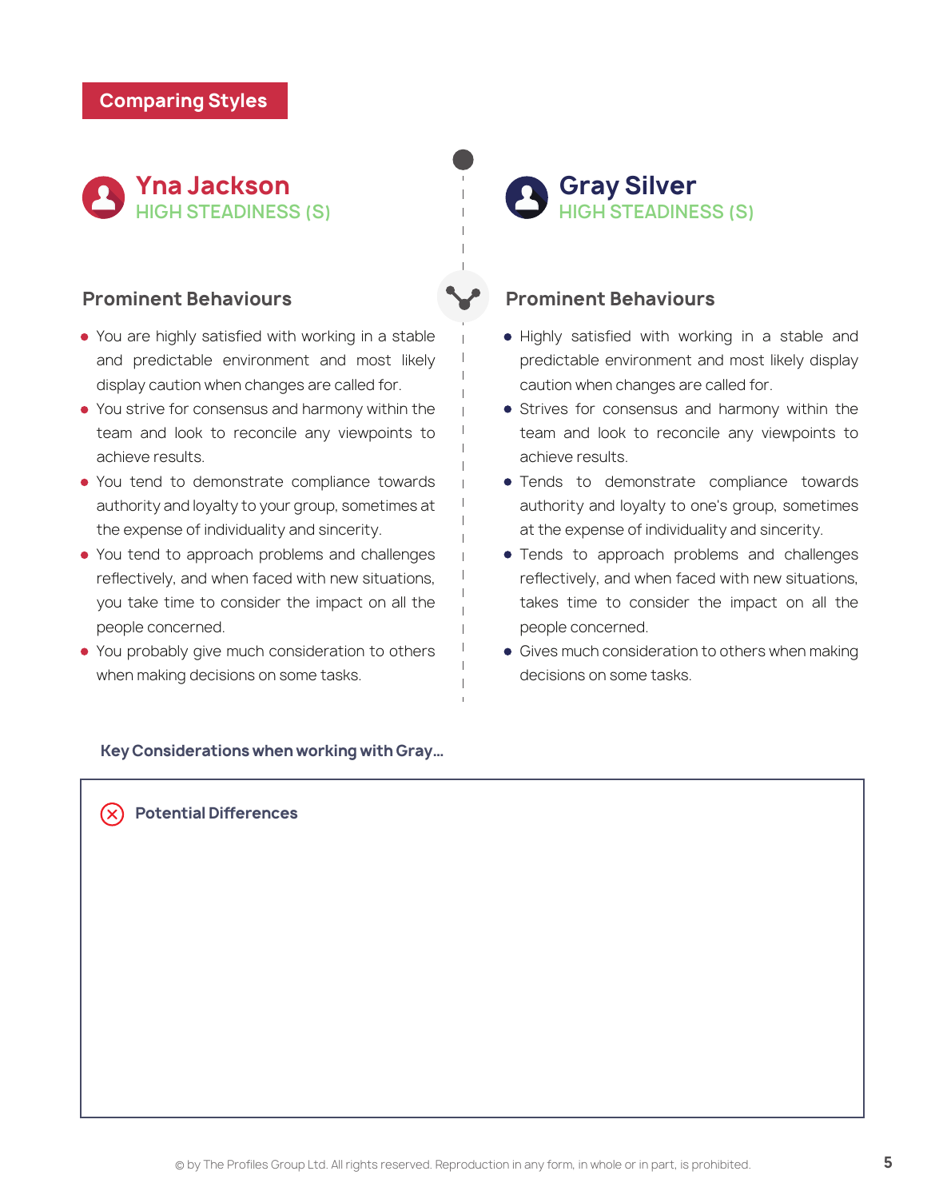## Comparing Styles

### Yna Jackson
HIGH STEADINESS (S)

#### Prominent Behaviours

- You are highly satisfied with working in a stable and predictable environment and most likely display caution when changes are called for.
- You strive for consensus and harmony within the team and look to reconcile any viewpoints to achieve results.
- You tend to demonstrate compliance towards authority and loyalty to your group, sometimes at the expense of individuality and sincerity.
- You tend to approach problems and challenges reflectively, and when faced with new situations, you take time to consider the impact on all the people concerned.
- You probably give much consideration to others when making decisions on some tasks.

### Gray Silver
HIGH STEADINESS (S)

#### Prominent Behaviours

- Highly satisfied with working in a stable and predictable environment and most likely display caution when changes are called for.
- Strives for consensus and harmony within the team and look to reconcile any viewpoints to achieve results.
- Tends to demonstrate compliance towards authority and loyalty to one's group, sometimes at the expense of individuality and sincerity.
- Tends to approach problems and challenges reflectively, and when faced with new situations, takes time to consider the impact on all the people concerned.
- Gives much consideration to others when making decisions on some tasks.

**Key Considerations when working with Gray...**

**Potential Differences**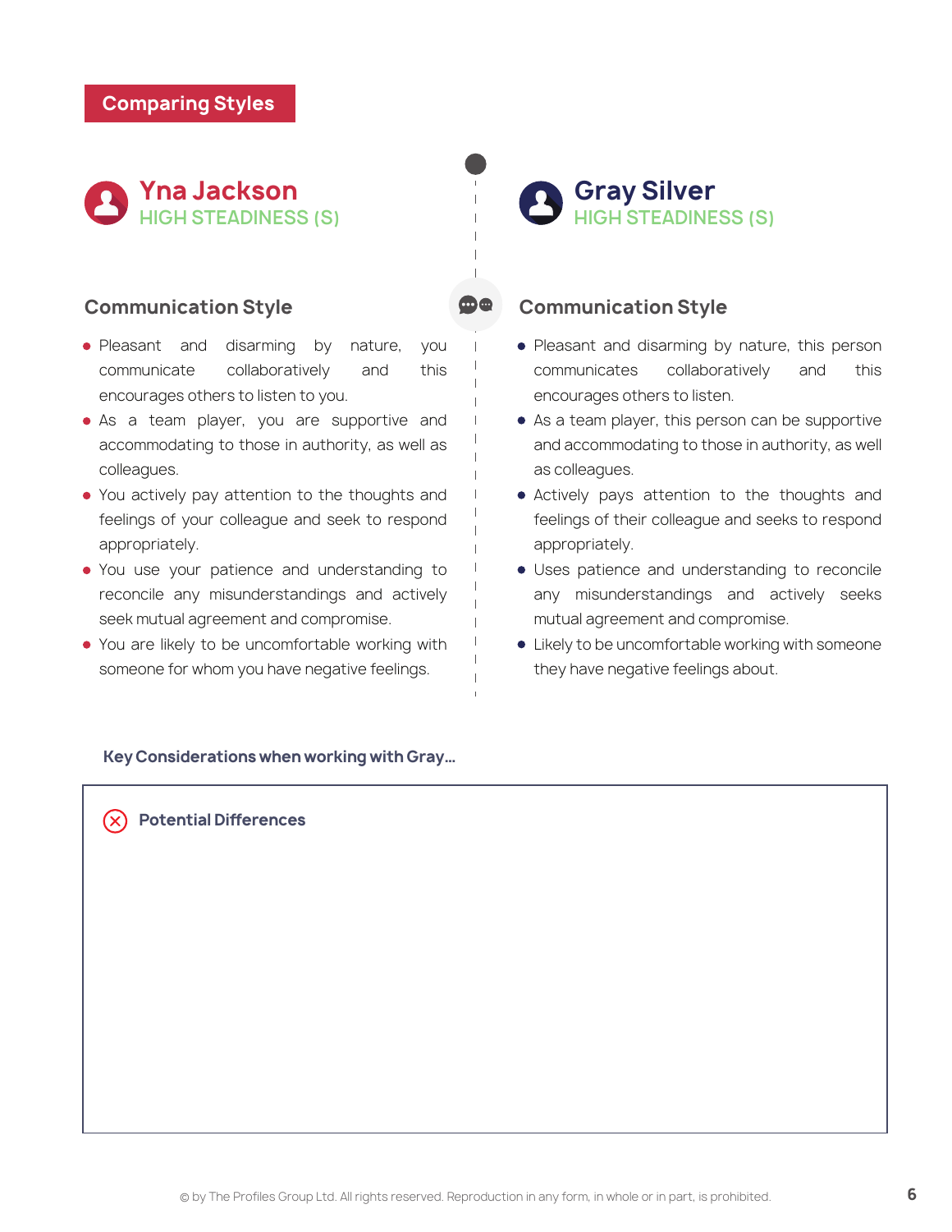## Comparing Styles

### Yna Jackson
HIGH STEADINESS (S)

#### Communication Style

- Pleasant and disarming by nature, you communicate collaboratively and this encourages others to listen to you.
- As a team player, you are supportive and accommodating to those in authority, as well as colleagues.
- You actively pay attention to the thoughts and feelings of your colleague and seek to respond appropriately.
- You use your patience and understanding to reconcile any misunderstandings and actively seek mutual agreement and compromise.
- You are likely to be uncomfortable working with someone for whom you have negative feelings.

### Gray Silver
HIGH STEADINESS (S)

#### Communication Style

- Pleasant and disarming by nature, this person communicates collaboratively and this encourages others to listen.
- As a team player, this person can be supportive and accommodating to those in authority, as well as colleagues.
- Actively pays attention to the thoughts and feelings of their colleague and seeks to respond appropriately.
- Uses patience and understanding to reconcile any misunderstandings and actively seeks mutual agreement and compromise.
- Likely to be uncomfortable working with someone they have negative feelings about.

**Key Considerations when working with Gray...**

**Potential Differences**

© by The Profiles Group Ltd. All rights reserved. Reproduction in any form, in whole or in part, is prohibited.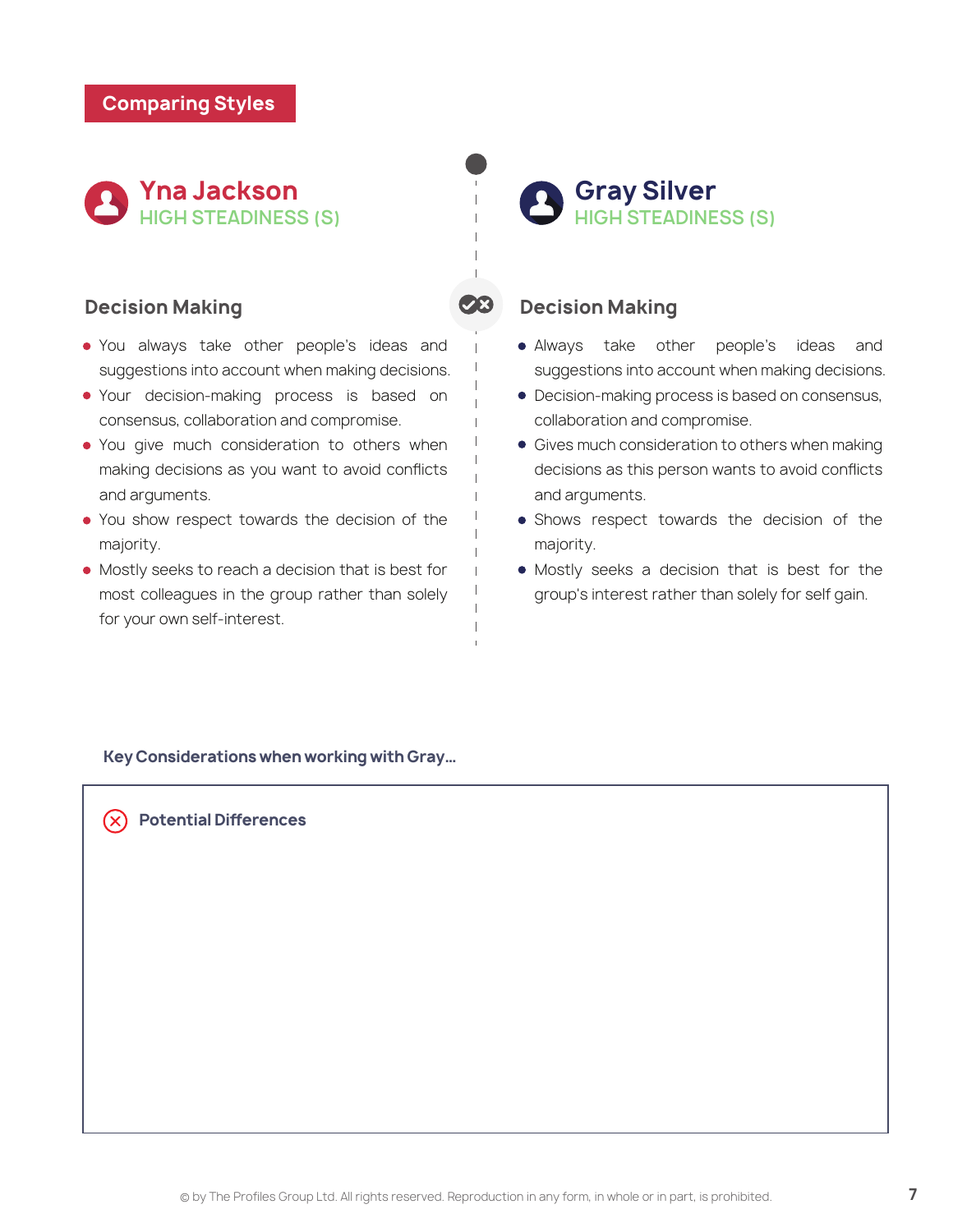## Comparing Styles

### Yna Jackson
HIGH STEADINESS (S)

#### Decision Making

- You always take other people's ideas and suggestions into account when making decisions.
- Your decision-making process is based on consensus, collaboration and compromise.
- You give much consideration to others when making decisions as you want to avoid conflicts and arguments.
- You show respect towards the decision of the majority.
- Mostly seeks to reach a decision that is best for most colleagues in the group rather than solely for your own self-interest.

### Gray Silver
HIGH STEADINESS (S)

#### Decision Making

- Always take other people's ideas and suggestions into account when making decisions.
- Decision-making process is based on consensus, collaboration and compromise.
- Gives much consideration to others when making decisions as this person wants to avoid conflicts and arguments.
- Shows respect towards the decision of the majority.
- Mostly seeks a decision that is best for the group's interest rather than solely for self gain.

**Key Considerations when working with Gray...**

**Potential Differences**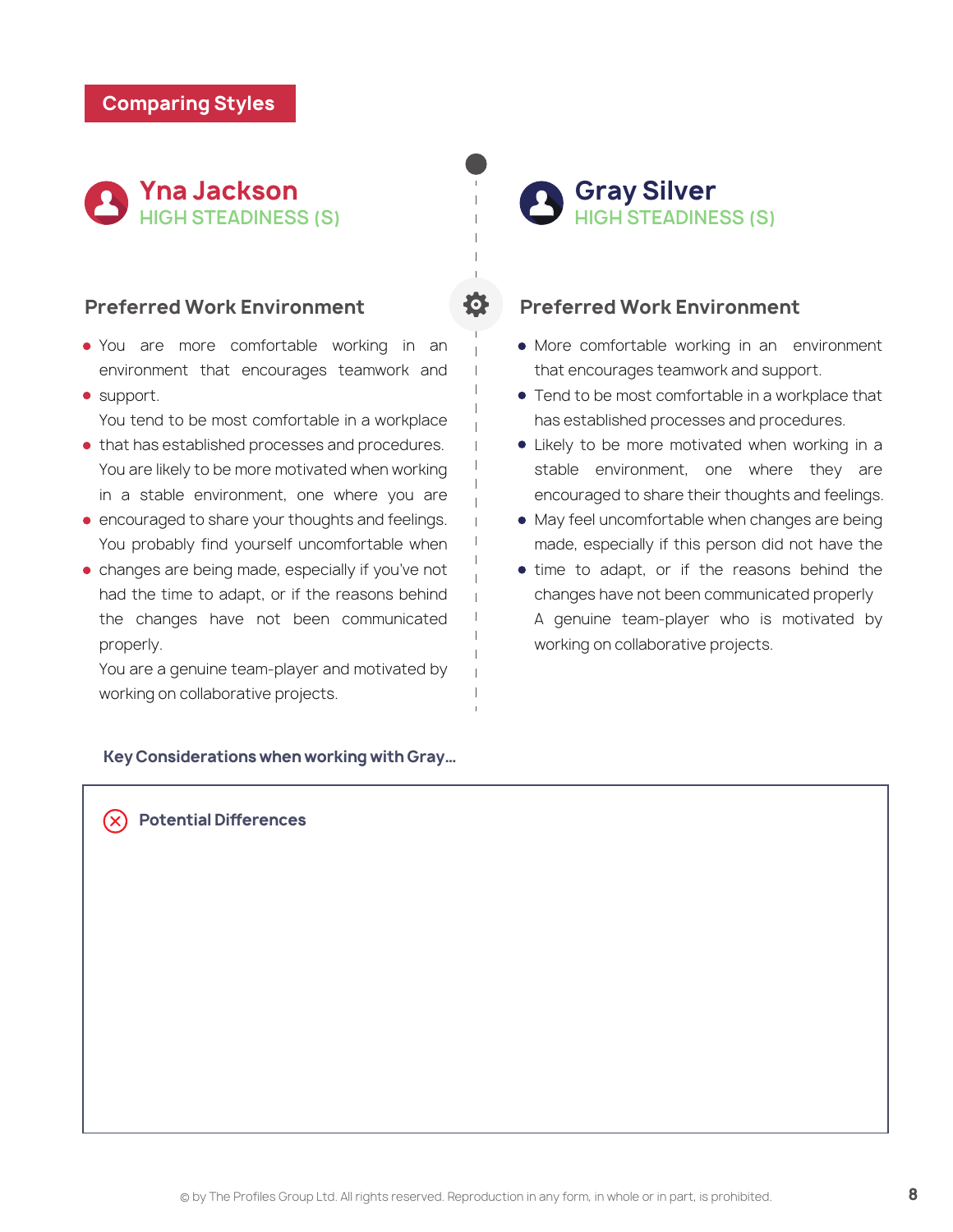## Comparing Styles

### Yna Jackson
HIGH STEADINESS (S)

#### Preferred Work Environment

- You are more comfortable working in an environment that encourages teamwork and support.
- You tend to be most comfortable in a workplace that has established processes and procedures.
- You are likely to be more motivated when working in a stable environment, one where you are encouraged to share your thoughts and feelings.
- You probably find yourself uncomfortable when changes are being made, especially if you've not had the time to adapt, or if the reasons behind the changes have not been communicated properly.
- You are a genuine team-player and motivated by working on collaborative projects.

### Gray Silver
HIGH STEADINESS (S)

#### Preferred Work Environment

- More comfortable working in an environment that encourages teamwork and support.
- Tend to be most comfortable in a workplace that has established processes and procedures.
- Likely to be more motivated when working in a stable environment, one where they are encouraged to share their thoughts and feelings.
- May feel uncomfortable when changes are being made, especially if this person did not have the time to adapt, or if the reasons behind the changes have not been communicated properly
- A genuine team-player who is motivated by working on collaborative projects.

**Key Considerations when working with Gray...**

**Potential Differences**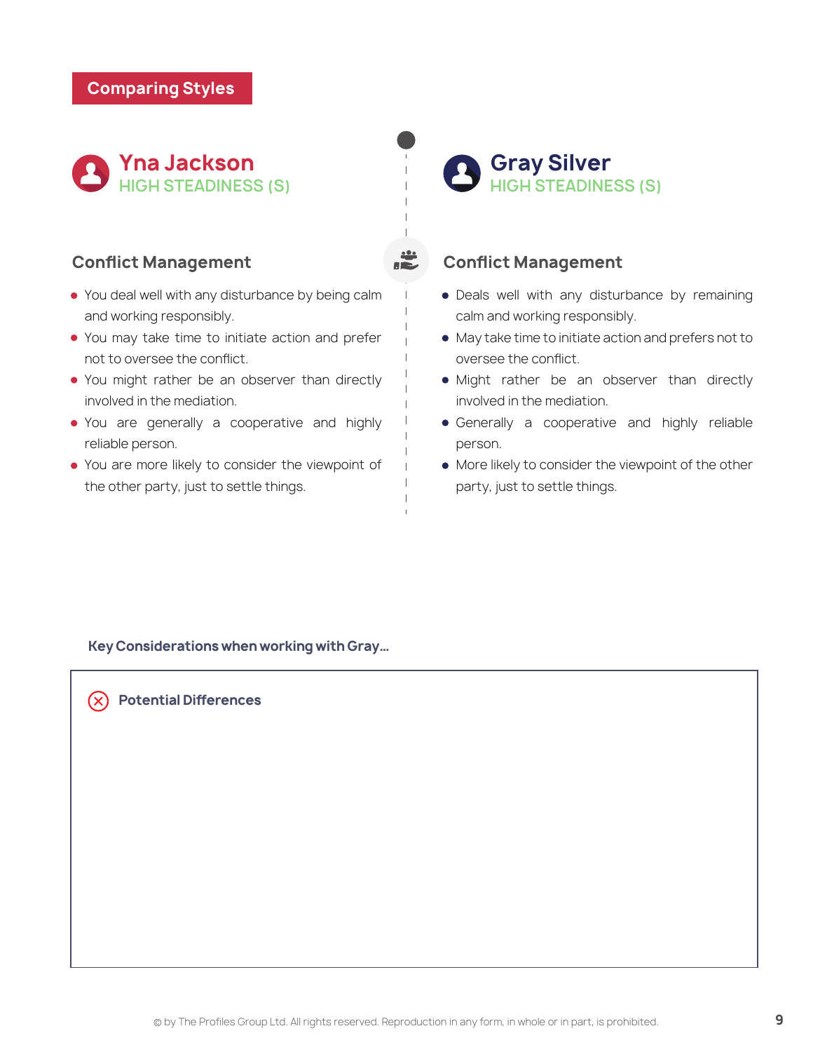## Comparing Styles

### Yna Jackson
HIGH STEADINESS (S)

#### Conflict Management

- You deal well with any disturbance by being calm and working responsibly.
- You may take time to initiate action and prefer not to oversee the conflict.
- You might rather be an observer than directly involved in the mediation.
- You are generally a cooperative and highly reliable person.
- You are more likely to consider the viewpoint of the other party, just to settle things.

### Gray Silver
HIGH STEADINESS (S)

#### Conflict Management

- Deals well with any disturbance by remaining calm and working responsibly.
- May take time to initiate action and prefers not to oversee the conflict.
- Might rather be an observer than directly involved in the mediation.
- Generally a cooperative and highly reliable person.
- More likely to consider the viewpoint of the other party, just to settle things.

**Key Considerations when working with Gray...**

**Potential Differences**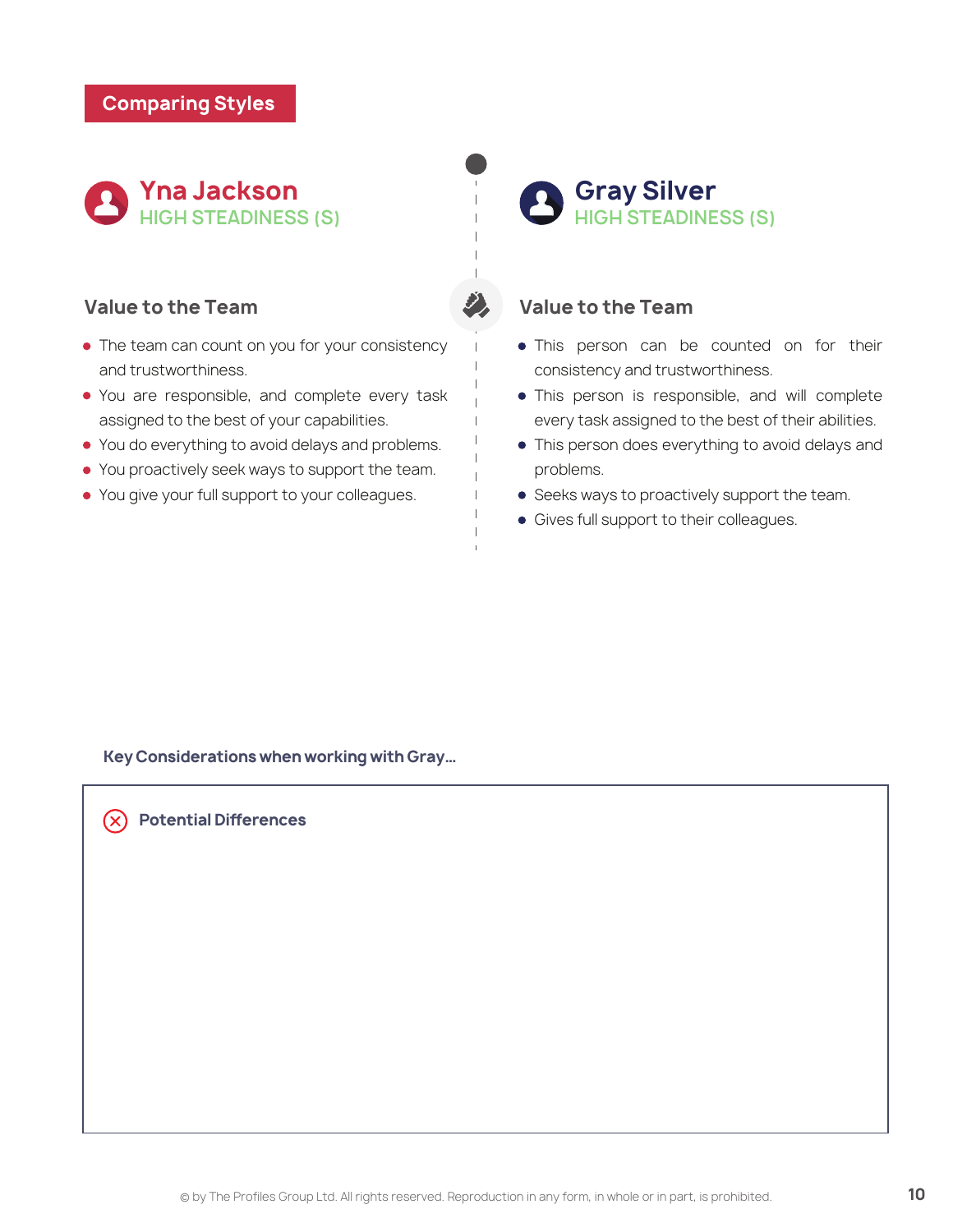## Comparing Styles

### Yna Jackson
HIGH STEADINESS (S)

#### Value to the Team

- The team can count on you for your consistency and trustworthiness.
- You are responsible, and complete every task assigned to the best of your capabilities.
- You do everything to avoid delays and problems.
- You proactively seek ways to support the team.
- You give your full support to your colleagues.

### Gray Silver
HIGH STEADINESS (S)

#### Value to the Team

- This person can be counted on for their consistency and trustworthiness.
- This person is responsible, and will complete every task assigned to the best of their abilities.
- This person does everything to avoid delays and problems.
- Seeks ways to proactively support the team.
- Gives full support to their colleagues.

**Key Considerations when working with Gray...**

**Potential Differences**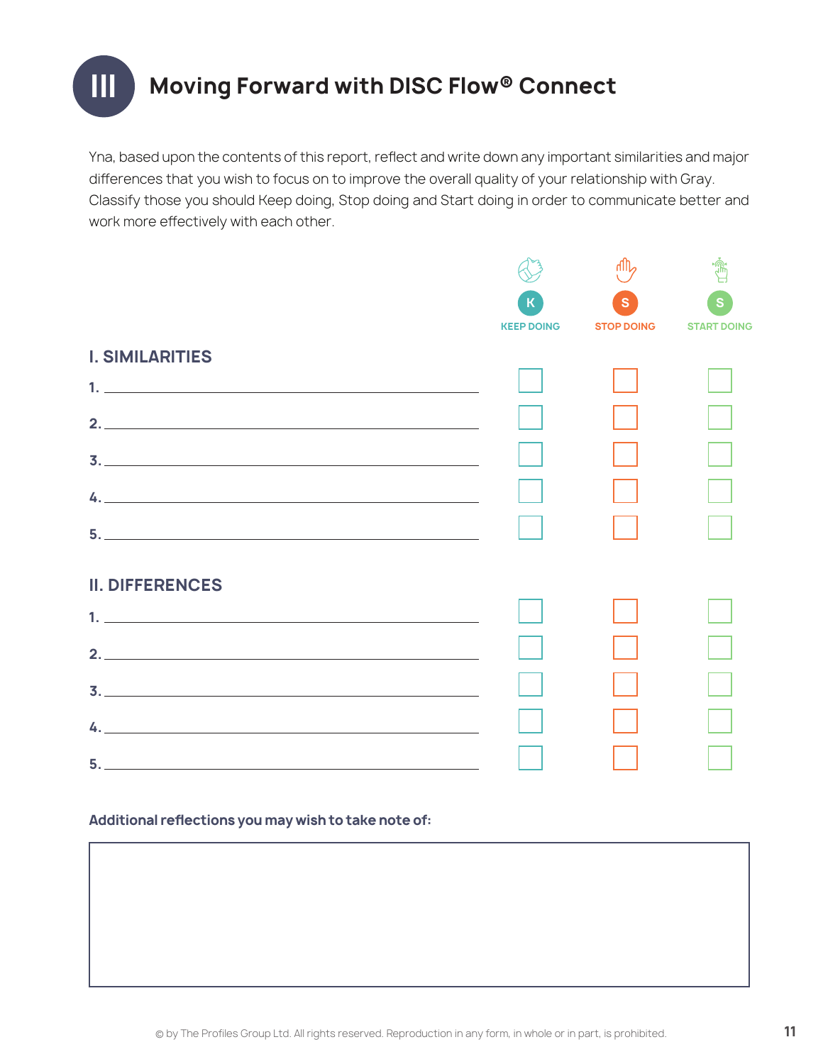# III Moving Forward with DISC Flow® Connect

Yna, based upon the contents of this report, reflect and write down any important similarities and major differences that you wish to focus on to improve the overall quality of your relationship with Gray. Classify those you should Keep doing, Stop doing and Start doing in order to communicate better and work more effectively with each other.

| | K KEEP DOING | S STOP DOING | S START DOING |
|---|---|---|---|
| **I. SIMILARITIES** | | | |
| 1. ______ | ☐ | ☐ | ☐ |
| 2. ______ | ☐ | ☐ | ☐ |
| 3. ______ | ☐ | ☐ | ☐ |
| 4. ______ | ☐ | ☐ | ☐ |
| 5. ______ | ☐ | ☐ | ☐ |
| **II. DIFFERENCES** | | | |
| 1. ______ | ☐ | ☐ | ☐ |
| 2. ______ | ☐ | ☐ | ☐ |
| 3. ______ | ☐ | ☐ | ☐ |
| 4. ______ | ☐ | ☐ | ☐ |
| 5. ______ | ☐ | ☐ | ☐ |

**Additional reflections you may wish to take note of:**

© by The Profiles Group Ltd. All rights reserved. Reproduction in any form, in whole or in part, is prohibited.